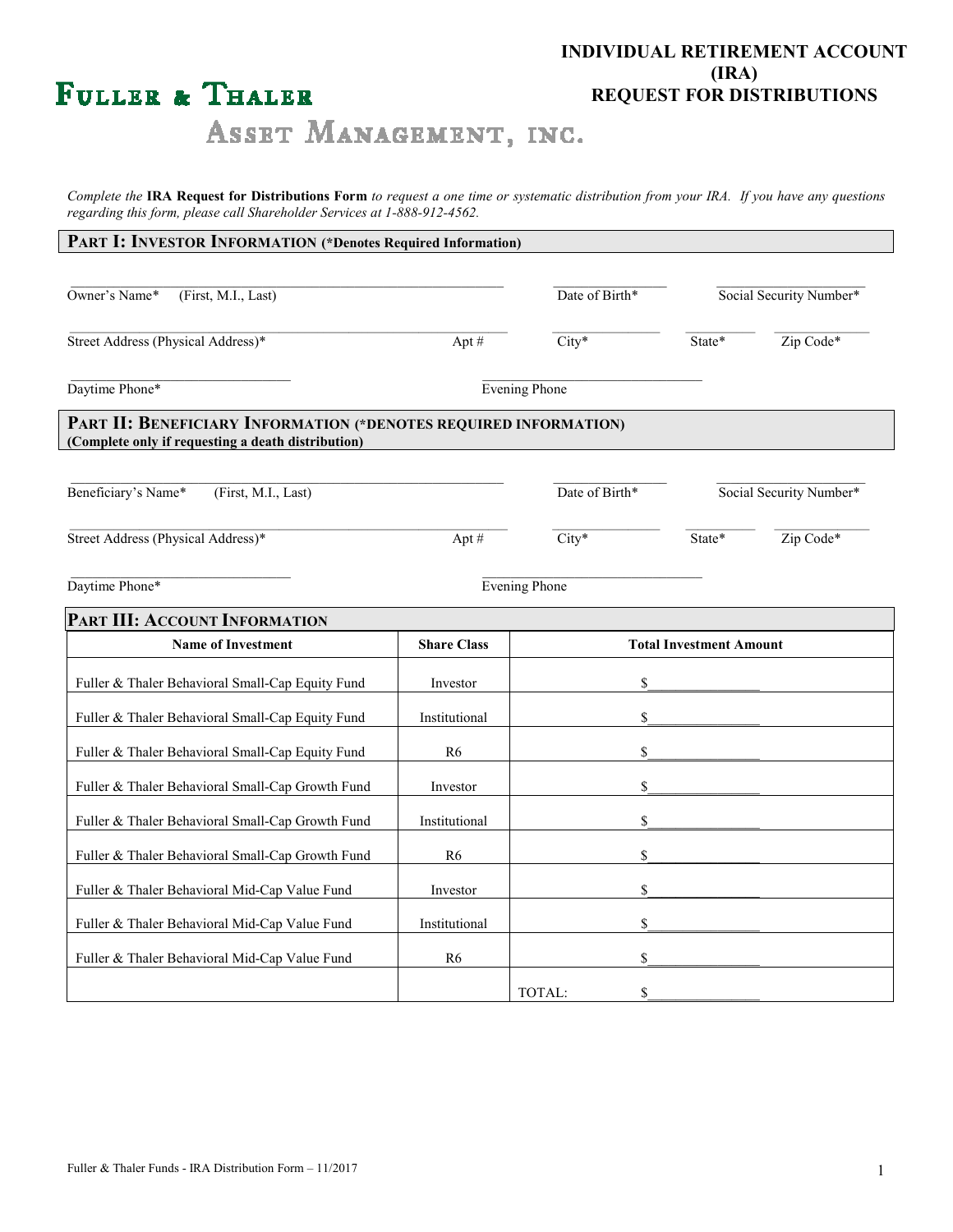# Fuller & Thaler Asset Management, Inc.

## INDIVIDUAL RETIREMENT ACCOUNT (IRA) REQUEST FOR DISTRIBUTIONS

*Complete the* **IRA Request for Distributions Form** *to request a one time or systematic distribution from your IRA. If you have any questions regarding this form, please call Shareholder Services at 1-888-912-4562.*

### PART I: INVESTOR INFORMATION (*Denotes Required Information)

Owner's Name* (First, M.I., Last) ______________________ Date of Birth* ____________ Social Security Number* ____________

Street Address (Physical Address)* ______________________ Apt # ______ City* ____________ State* ______ Zip Code* ________

Daytime Phone* ____________________ Evening Phone ____________________

### PART II: BENEFICIARY INFORMATION (*DENOTES REQUIRED INFORMATION)

**(Complete only if requesting a death distribution)**

Beneficiary's Name* (First, M.I., Last) ______________________ Date of Birth* ____________ Social Security Number* ____________

Street Address (Physical Address)* ______________________ Apt # ______ City* ____________ State* ______ Zip Code* ________

Daytime Phone* ____________________ Evening Phone ____________________

### PART III: ACCOUNT INFORMATION

| Name of Investment | Share Class | Total Investment Amount |
|---|---|---|
| Fuller & Thaler Behavioral Small-Cap Equity Fund | Investor | $_______________ |
| Fuller & Thaler Behavioral Small-Cap Equity Fund | Institutional | $_______________ |
| Fuller & Thaler Behavioral Small-Cap Equity Fund | R6 | $_______________ |
| Fuller & Thaler Behavioral Small-Cap Growth Fund | Investor | $_______________ |
| Fuller & Thaler Behavioral Small-Cap Growth Fund | Institutional | $_______________ |
| Fuller & Thaler Behavioral Small-Cap Growth Fund | R6 | $_______________ |
| Fuller & Thaler Behavioral Mid-Cap Value Fund | Investor | $_______________ |
| Fuller & Thaler Behavioral Mid-Cap Value Fund | Institutional | $_______________ |
| Fuller & Thaler Behavioral Mid-Cap Value Fund | R6 | $_______________ |
| | | TOTAL: $_______________ |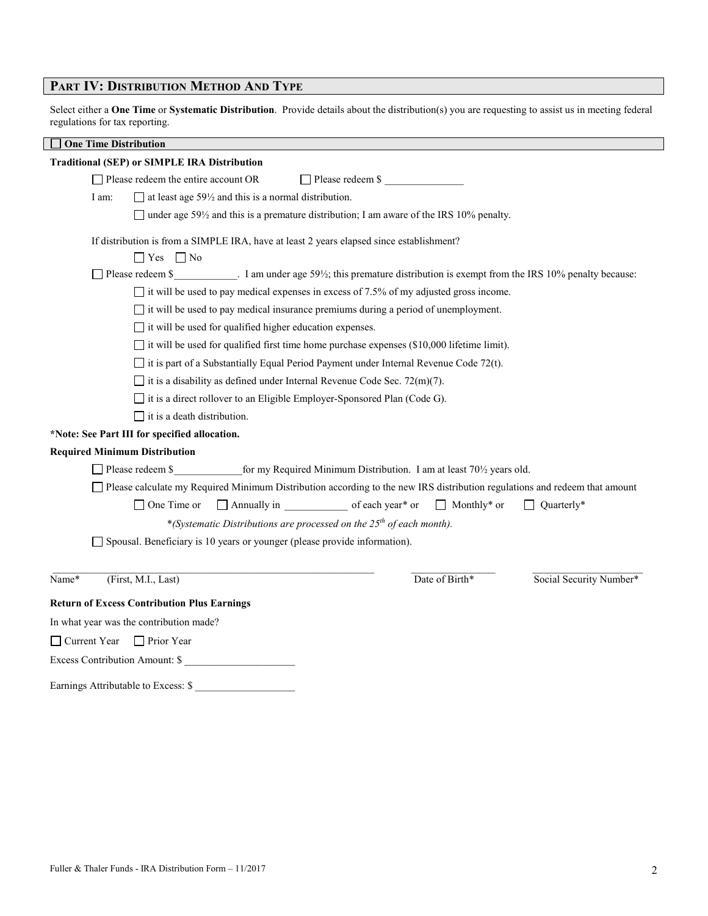## PART IV: DISTRIBUTION METHOD AND TYPE

Select either a **One Time** or **Systematic Distribution**. Provide details about the distribution(s) you are requesting to assist us in meeting federal regulations for tax reporting.

☐ **One Time Distribution**

**Traditional (SEP) or SIMPLE IRA Distribution**

☐ Please redeem the entire account OR ☐ Please redeem $ _______________

I am: ☐ at least age 59½ and this is a normal distribution.

☐ under age 59½ and this is a premature distribution; I am aware of the IRS 10% penalty.

If distribution is from a SIMPLE IRA, have at least 2 years elapsed since establishment?

☐ Yes ☐ No

☐ Please redeem $____________. I am under age 59½; this premature distribution is exempt from the IRS 10% penalty because:

☐ it will be used to pay medical expenses in excess of 7.5% of my adjusted gross income.

☐ it will be used to pay medical insurance premiums during a period of unemployment.

☐ it will be used for qualified higher education expenses.

☐ it will be used for qualified first time home purchase expenses ($10,000 lifetime limit).

☐ it is part of a Substantially Equal Period Payment under Internal Revenue Code 72(t).

☐ it is a disability as defined under Internal Revenue Code Sec. 72(m)(7).

☐ it is a direct rollover to an Eligible Employer-Sponsored Plan (Code G).

☐ it is a death distribution.

***Note: See Part III for specified allocation.**

**Required Minimum Distribution**

☐ Please redeem $_____________for my Required Minimum Distribution. I am at least 70½ years old.

☐ Please calculate my Required Minimum Distribution according to the new IRS distribution regulations and redeem that amount

☐ One Time or ☐ Annually in ____________ of each year* or ☐ Monthly* or ☐ Quarterly*

*\*(Systematic Distributions are processed on the 25th of each month).*

☐ Spousal. Beneficiary is 10 years or younger (please provide information).

_______________________________________________ _______________ _______________________

Name* (First, M.I., Last) Date of Birth* Social Security Number*

**Return of Excess Contribution Plus Earnings**

In what year was the contribution made?

☐ Current Year ☐ Prior Year

Excess Contribution Amount: $ _____________________

Earnings Attributable to Excess: $ ___________________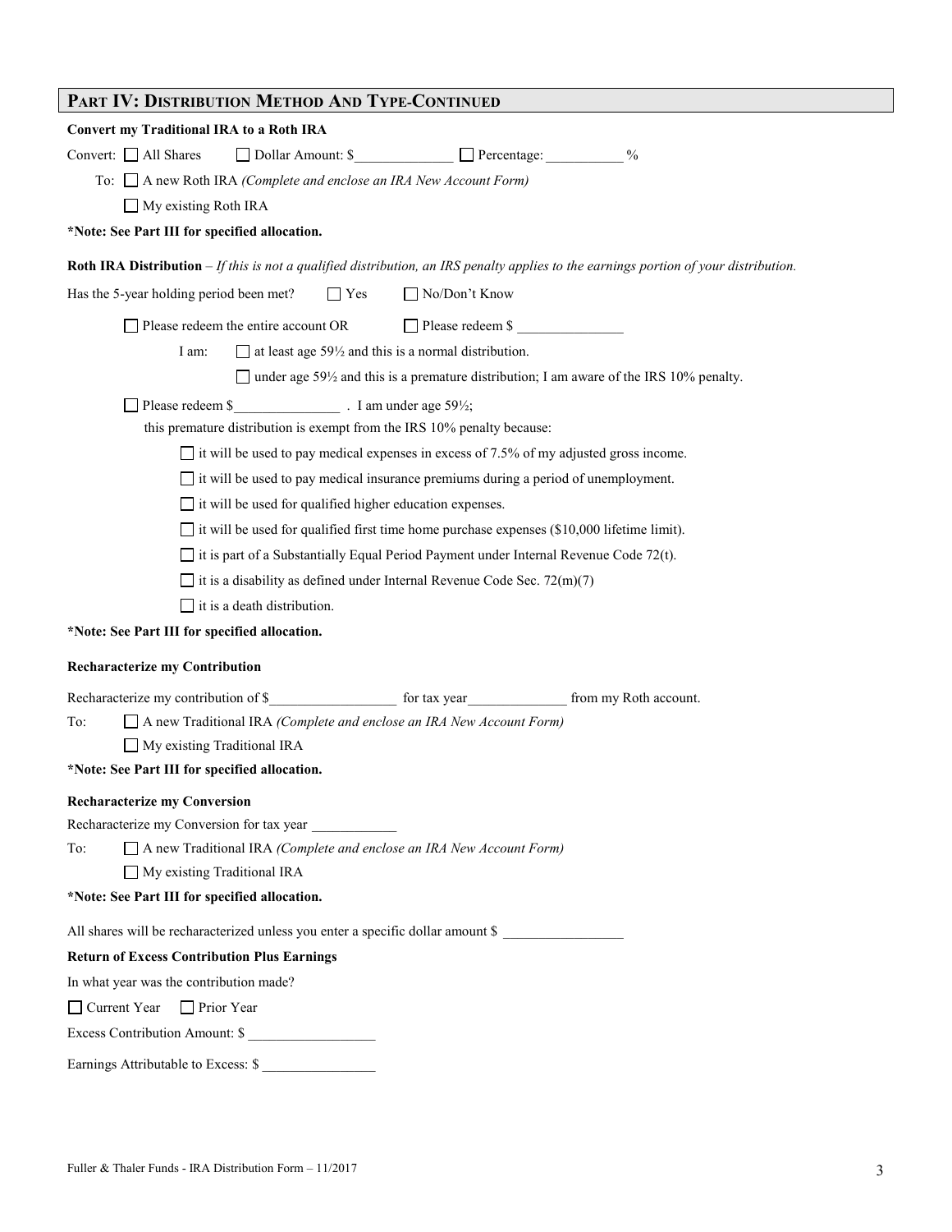## PART IV: DISTRIBUTION METHOD AND TYPE-CONTINUED

**Convert my Traditional IRA to a Roth IRA**

Convert: ☐ All Shares ☐ Dollar Amount: $______________ ☐ Percentage: ___________ %

To: ☐ A new Roth IRA *(Complete and enclose an IRA New Account Form)*

☐ My existing Roth IRA

***Note: See Part III for specified allocation.**

**Roth IRA Distribution** – *If this is not a qualified distribution, an IRS penalty applies to the earnings portion of your distribution.*

Has the 5-year holding period been met? ☐ Yes ☐ No/Don't Know

☐ Please redeem the entire account OR ☐ Please redeem $ _______________

I am: ☐ at least age 59½ and this is a normal distribution.

☐ under age 59½ and this is a premature distribution; I am aware of the IRS 10% penalty.

☐ Please redeem $_______________ . I am under age 59½;

this premature distribution is exempt from the IRS 10% penalty because:

☐ it will be used to pay medical expenses in excess of 7.5% of my adjusted gross income.

☐ it will be used to pay medical insurance premiums during a period of unemployment.

☐ it will be used for qualified higher education expenses.

☐ it will be used for qualified first time home purchase expenses ($10,000 lifetime limit).

☐ it is part of a Substantially Equal Period Payment under Internal Revenue Code 72(t).

☐ it is a disability as defined under Internal Revenue Code Sec. 72(m)(7)

☐ it is a death distribution.

***Note: See Part III for specified allocation.**

**Recharacterize my Contribution**

Recharacterize my contribution of $__________________ for tax year______________ from my Roth account.

To: ☐ A new Traditional IRA *(Complete and enclose an IRA New Account Form)*

☐ My existing Traditional IRA

***Note: See Part III for specified allocation.**

**Recharacterize my Conversion**

Recharacterize my Conversion for tax year ____________

To: ☐ A new Traditional IRA *(Complete and enclose an IRA New Account Form)*

☐ My existing Traditional IRA

***Note: See Part III for specified allocation.**

All shares will be recharacterized unless you enter a specific dollar amount $ _________________

**Return of Excess Contribution Plus Earnings**

In what year was the contribution made?

☐ Current Year ☐ Prior Year

Excess Contribution Amount: $ __________________

Earnings Attributable to Excess: $ ________________

Fuller & Thaler Funds - IRA Distribution Form – 11/2017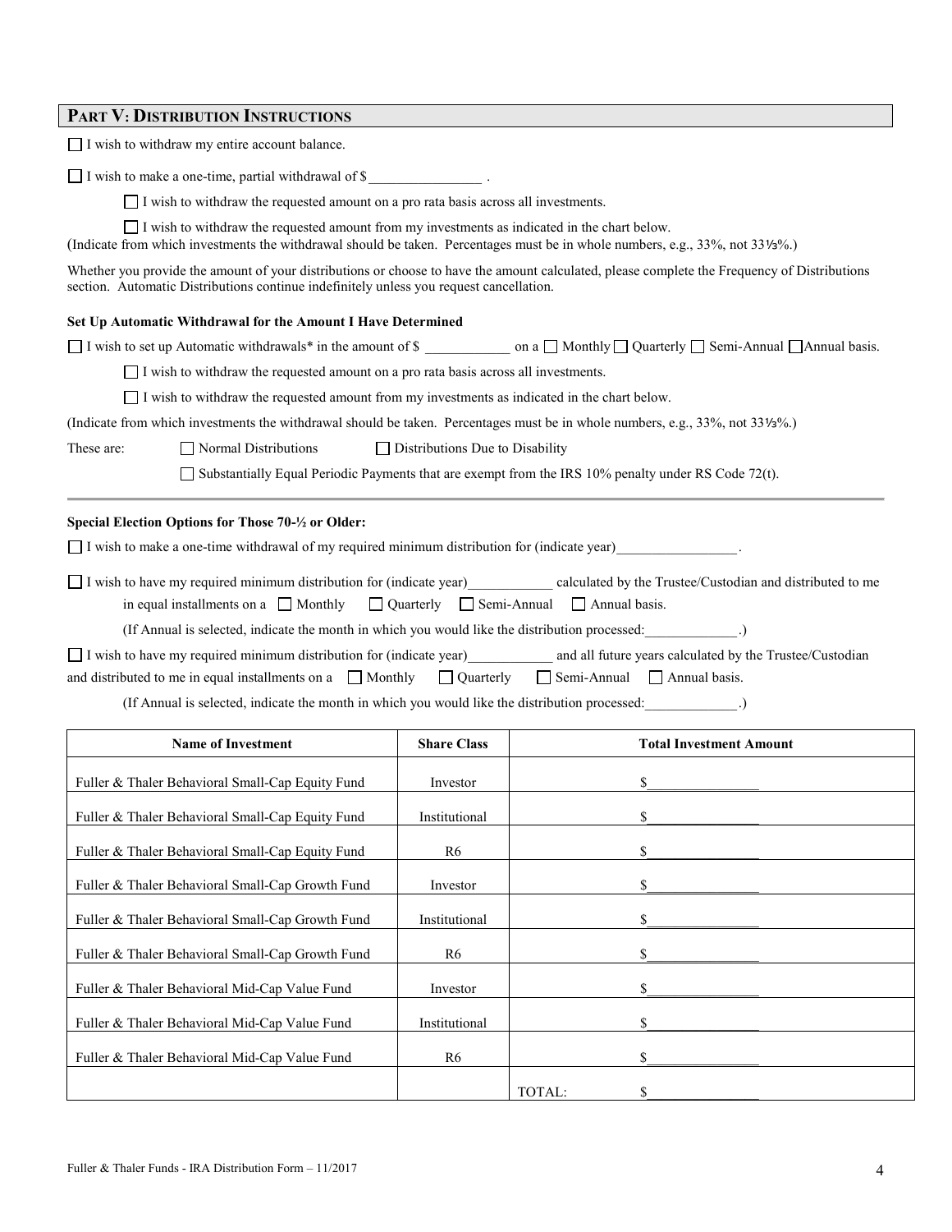## PART V: DISTRIBUTION INSTRUCTIONS

☐ I wish to withdraw my entire account balance.

☐ I wish to make a one-time, partial withdrawal of $________________ .

☐ I wish to withdraw the requested amount on a pro rata basis across all investments.

☐ I wish to withdraw the requested amount from my investments as indicated in the chart below.

(Indicate from which investments the withdrawal should be taken. Percentages must be in whole numbers, e.g., 33%, not 33⅓%.)

Whether you provide the amount of your distributions or choose to have the amount calculated, please complete the Frequency of Distributions section. Automatic Distributions continue indefinitely unless you request cancellation.

**Set Up Automatic Withdrawal for the Amount I Have Determined**

☐ I wish to set up Automatic withdrawals* in the amount of $ ____________ on a ☐ Monthly ☐ Quarterly ☐ Semi-Annual ☐ Annual basis.

☐ I wish to withdraw the requested amount on a pro rata basis across all investments.

☐ I wish to withdraw the requested amount from my investments as indicated in the chart below.

(Indicate from which investments the withdrawal should be taken. Percentages must be in whole numbers, e.g., 33%, not 33⅓%.)

These are: ☐ Normal Distributions ☐ Distributions Due to Disability

☐ Substantially Equal Periodic Payments that are exempt from the IRS 10% penalty under RS Code 72(t).

---

**Special Election Options for Those 70-½ or Older:**

☐ I wish to make a one-time withdrawal of my required minimum distribution for (indicate year)_________________.

☐ I wish to have my required minimum distribution for (indicate year)____________ calculated by the Trustee/Custodian and distributed to me in equal installments on a ☐ Monthly ☐ Quarterly ☐ Semi-Annual ☐ Annual basis.

(If Annual is selected, indicate the month in which you would like the distribution processed:_____________.)

☐ I wish to have my required minimum distribution for (indicate year)____________ and all future years calculated by the Trustee/Custodian and distributed to me in equal installments on a ☐ Monthly ☐ Quarterly ☐ Semi-Annual ☐ Annual basis.

(If Annual is selected, indicate the month in which you would like the distribution processed:_____________.)

| Name of Investment | Share Class | Total Investment Amount |
|---|---|---|
| Fuller & Thaler Behavioral Small-Cap Equity Fund | Investor | $_______________ |
| Fuller & Thaler Behavioral Small-Cap Equity Fund | Institutional | $_______________ |
| Fuller & Thaler Behavioral Small-Cap Equity Fund | R6 | $_______________ |
| Fuller & Thaler Behavioral Small-Cap Growth Fund | Investor | $_______________ |
| Fuller & Thaler Behavioral Small-Cap Growth Fund | Institutional | $_______________ |
| Fuller & Thaler Behavioral Small-Cap Growth Fund | R6 | $_______________ |
| Fuller & Thaler Behavioral Mid-Cap Value Fund | Investor | $_______________ |
| Fuller & Thaler Behavioral Mid-Cap Value Fund | Institutional | $_______________ |
| Fuller & Thaler Behavioral Mid-Cap Value Fund | R6 | $_______________ |
| | | TOTAL: $_______________ |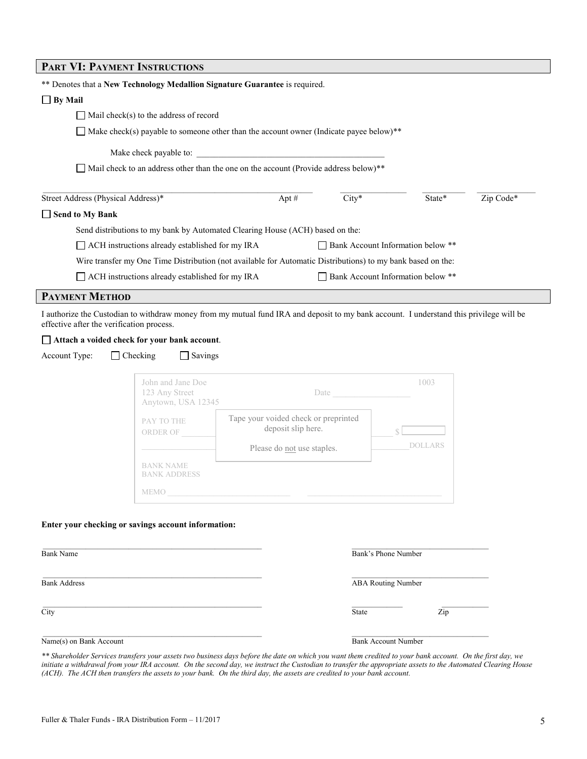## PART VI: PAYMENT INSTRUCTIONS

** Denotes that a **New Technology Medallion Signature Guarantee** is required.

☐ **By Mail**

☐ Mail check(s) to the address of record

☐ Make check(s) payable to someone other than the account owner (Indicate payee below)**

Make check payable to: ___________________________________________

☐ Mail check to an address other than the one on the account (Provide address below)**

| Street Address (Physical Address)* | Apt # | City* | State* | Zip Code* |
|---|---|---|---|---|
| | | | | |

☐ **Send to My Bank**

Send distributions to my bank by Automated Clearing House (ACH) based on the:

☐ ACH instructions already established for my IRA ☐ Bank Account Information below **

Wire transfer my One Time Distribution (not available for Automatic Distributions) to my bank based on the:

☐ ACH instructions already established for my IRA ☐ Bank Account Information below **

## PAYMENT METHOD

I authorize the Custodian to withdraw money from my mutual fund IRA and deposit to my bank account. I understand this privilege will be effective after the verification process.

☐ **Attach a voided check for your bank account**.

Account Type: ☐ Checking ☐ Savings

John and Jane Doe
123 Any Street
Anytown, USA 12345

Date __________ 1003

PAY TO THE ORDER OF __________ $ ______

__________ DOLLARS

BANK NAME
BANK ADDRESS

MEMO __________

Tape your voided check or preprinted deposit slip here.

Please do not use staples.

**Enter your checking or savings account information:**

Bank Name ___________________________________ Bank's Phone Number ___________________

Bank Address ___________________________________ ABA Routing Number ___________________

City ___________________________________ State __________ Zip __________

Name(s) on Bank Account ___________________________________ Bank Account Number ___________________

*** Shareholder Services transfers your assets two business days before the date on which you want them credited to your bank account. On the first day, we initiate a withdrawal from your IRA account. On the second day, we instruct the Custodian to transfer the appropriate assets to the Automated Clearing House (ACH). The ACH then transfers the assets to your bank. On the third day, the assets are credited to your bank account.*

Fuller & Thaler Funds - IRA Distribution Form – 11/2017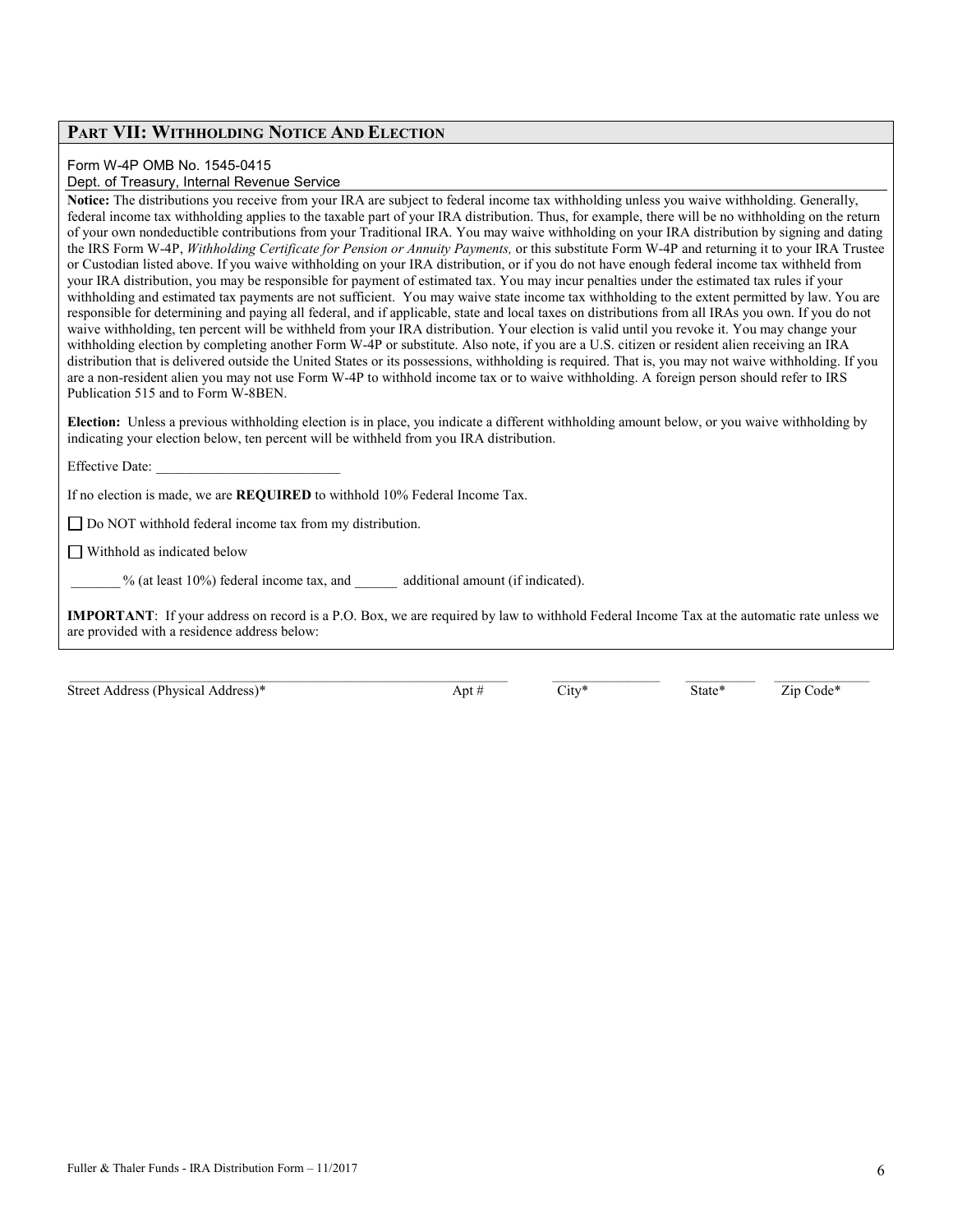## PART VII: WITHHOLDING NOTICE AND ELECTION

Form W-4P OMB No. 1545-0415
Dept. of Treasury, Internal Revenue Service

**Notice:** The distributions you receive from your IRA are subject to federal income tax withholding unless you waive withholding. Generally, federal income tax withholding applies to the taxable part of your IRA distribution. Thus, for example, there will be no withholding on the return of your own nondeductible contributions from your Traditional IRA. You may waive withholding on your IRA distribution by signing and dating the IRS Form W-4P, *Withholding Certificate for Pension or Annuity Payments,* or this substitute Form W-4P and returning it to your IRA Trustee or Custodian listed above. If you waive withholding on your IRA distribution, or if you do not have enough federal income tax withheld from your IRA distribution, you may be responsible for payment of estimated tax. You may incur penalties under the estimated tax rules if your withholding and estimated tax payments are not sufficient. You may waive state income tax withholding to the extent permitted by law. You are responsible for determining and paying all federal, and if applicable, state and local taxes on distributions from all IRAs you own. If you do not waive withholding, ten percent will be withheld from your IRA distribution. Your election is valid until you revoke it. You may change your withholding election by completing another Form W-4P or substitute. Also note, if you are a U.S. citizen or resident alien receiving an IRA distribution that is delivered outside the United States or its possessions, withholding is required. That is, you may not waive withholding. If you are a non-resident alien you may not use Form W-4P to withhold income tax or to waive withholding. A foreign person should refer to IRS Publication 515 and to Form W-8BEN.

**Election:** Unless a previous withholding election is in place, you indicate a different withholding amount below, or you waive withholding by indicating your election below, ten percent will be withheld from you IRA distribution.

Effective Date: ___________________________

If no election is made, we are **REQUIRED** to withhold 10% Federal Income Tax.

☐ Do NOT withhold federal income tax from my distribution.

☐ Withhold as indicated below

_______ % (at least 10%) federal income tax, and ______ additional amount (if indicated).

**IMPORTANT**: If your address on record is a P.O. Box, we are required by law to withhold Federal Income Tax at the automatic rate unless we are provided with a residence address below:

| Street Address (Physical Address)* | Apt # | City* | State* | Zip Code* |
|---|---|---|---|---|
| | | | | |

Fuller & Thaler Funds - IRA Distribution Form – 11/2017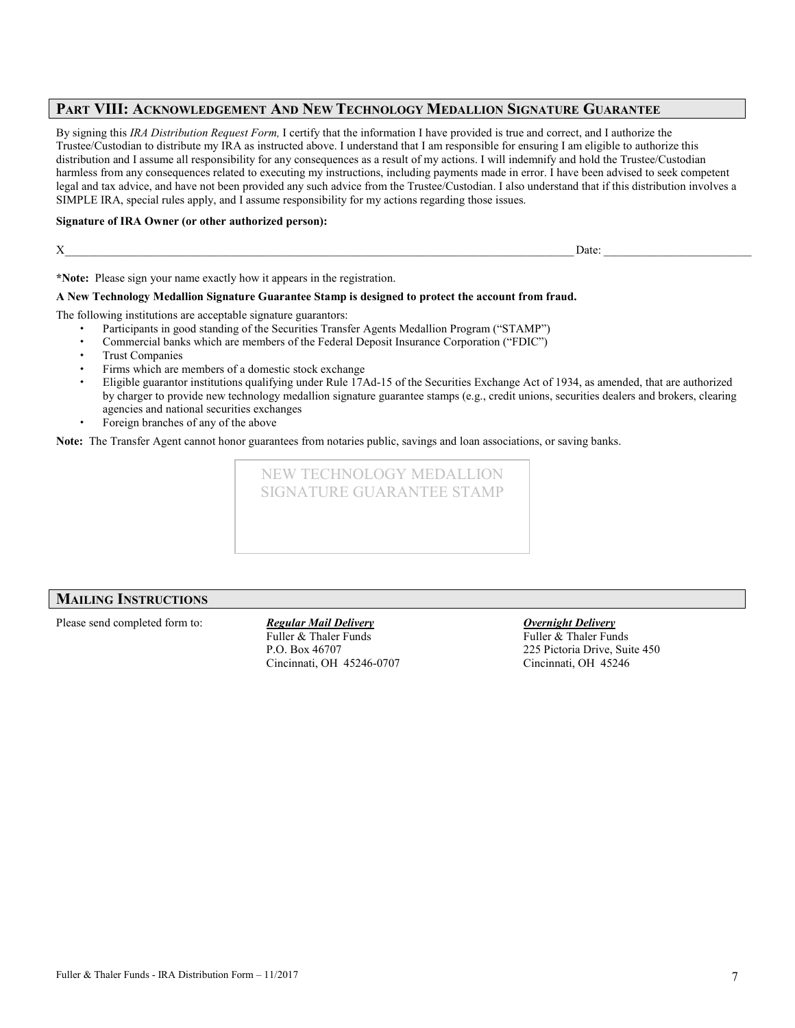## PART VIII: ACKNOWLEDGEMENT AND NEW TECHNOLOGY MEDALLION SIGNATURE GUARANTEE

By signing this *IRA Distribution Request Form,* I certify that the information I have provided is true and correct, and I authorize the Trustee/Custodian to distribute my IRA as instructed above. I understand that I am responsible for ensuring I am eligible to authorize this distribution and I assume all responsibility for any consequences as a result of my actions. I will indemnify and hold the Trustee/Custodian harmless from any consequences related to executing my instructions, including payments made in error. I have been advised to seek competent legal and tax advice, and have not been provided any such advice from the Trustee/Custodian. I also understand that if this distribution involves a SIMPLE IRA, special rules apply, and I assume responsibility for my actions regarding those issues.

**Signature of IRA Owner (or other authorized person):**

X_______________________________________________ Date: _______________________

***Note:** Please sign your name exactly how it appears in the registration.

**A New Technology Medallion Signature Guarantee Stamp is designed to protect the account from fraud.**

The following institutions are acceptable signature guarantors:

- Participants in good standing of the Securities Transfer Agents Medallion Program ("STAMP")
- Commercial banks which are members of the Federal Deposit Insurance Corporation ("FDIC")
- Trust Companies
- Firms which are members of a domestic stock exchange
- Eligible guarantor institutions qualifying under Rule 17Ad-15 of the Securities Exchange Act of 1934, as amended, that are authorized by charger to provide new technology medallion signature guarantee stamps (e.g., credit unions, securities dealers and brokers, clearing agencies and national securities exchanges
- Foreign branches of any of the above

**Note:** The Transfer Agent cannot honor guarantees from notaries public, savings and loan associations, or saving banks.

NEW TECHNOLOGY MEDALLION SIGNATURE GUARANTEE STAMP

## MAILING INSTRUCTIONS

Please send completed form to:

***Regular Mail Delivery***
Fuller & Thaler Funds
P.O. Box 46707
Cincinnati, OH 45246-0707

***Overnight Delivery***
Fuller & Thaler Funds
225 Pictoria Drive, Suite 450
Cincinnati, OH 45246

Fuller & Thaler Funds - IRA Distribution Form – 11/2017